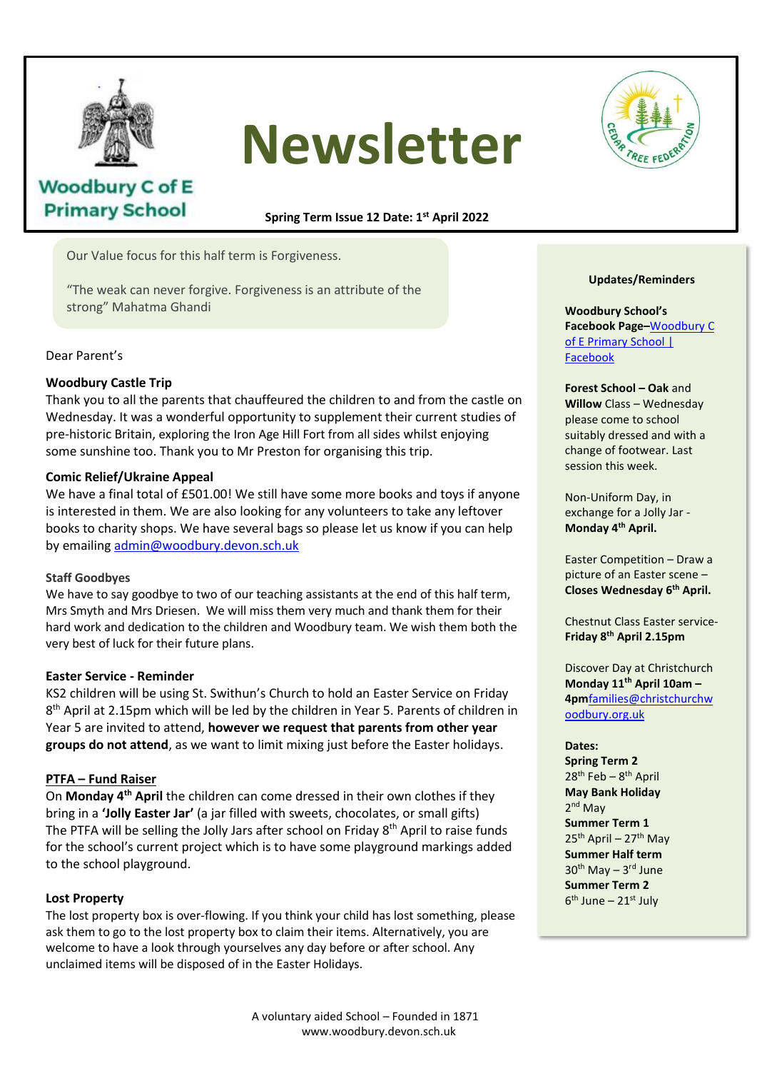Woodbury C of E Primary School

# Newsletter

**Spring Term Issue 12 Date: 1st April 2022**

Our Value focus for this half term is Forgiveness.

"The weak can never forgive. Forgiveness is an attribute of the strong" Mahatma Ghandi

Dear Parent's

### Woodbury Castle Trip

Thank you to all the parents that chauffeured the children to and from the castle on Wednesday. It was a wonderful opportunity to supplement their current studies of pre-historic Britain, exploring the Iron Age Hill Fort from all sides whilst enjoying some sunshine too. Thank you to Mr Preston for organising this trip.

### Comic Relief/Ukraine Appeal

We have a final total of £501.00! We still have some more books and toys if anyone is interested in them. We are also looking for any volunteers to take any leftover books to charity shops. We have several bags so please let us know if you can help by emailing [admin@woodbury.devon.sch.uk](mailto:admin@woodbury.devon.sch.uk)

### Staff Goodbyes

We have to say goodbye to two of our teaching assistants at the end of this half term, Mrs Smyth and Mrs Driesen. We will miss them very much and thank them for their hard work and dedication to the children and Woodbury team. We wish them both the very best of luck for their future plans.

### Easter Service - Reminder

KS2 children will be using St. Swithun's Church to hold an Easter Service on Friday 8th April at 2.15pm which will be led by the children in Year 5. Parents of children in Year 5 are invited to attend, **however we request that parents from other year groups do not attend**, as we want to limit mixing just before the Easter holidays.

### PTFA – Fund Raiser

On **Monday 4th April** the children can come dressed in their own clothes if they bring in a **'Jolly Easter Jar'** (a jar filled with sweets, chocolates, or small gifts) The PTFA will be selling the Jolly Jars after school on Friday 8th April to raise funds for the school's current project which is to have some playground markings added to the school playground.

### Lost Property

The lost property box is over-flowing. If you think your child has lost something, please ask them to go to the lost property box to claim their items. Alternatively, you are welcome to have a look through yourselves any day before or after school. Any unclaimed items will be disposed of in the Easter Holidays.

---

**Updates/Reminders**

**Woodbury School's Facebook Page**–[Woodbury C of E Primary School | Facebook]()

**Forest School – Oak** and **Willow** Class – Wednesday please come to school suitably dressed and with a change of footwear. Last session this week.

Non-Uniform Day, in exchange for a Jolly Jar - **Monday 4th April.**

Easter Competition – Draw a picture of an Easter scene – **Closes Wednesday 6th April.**

Chestnut Class Easter service- **Friday 8th April 2.15pm**

Discover Day at Christchurch **Monday 11th April 10am – 4pm**[families@christchurchwoodbury.org.uk](mailto:families@christchurchwoodbury.org.uk)

**Dates:**

**Spring Term 2**
28th Feb – 8th April
**May Bank Holiday**
2nd May
**Summer Term 1**
25th April – 27th May
**Summer Half term**
30th May – 3rd June
**Summer Term 2**
6th June – 21st July

A voluntary aided School – Founded in 1871
www.woodbury.devon.sch.uk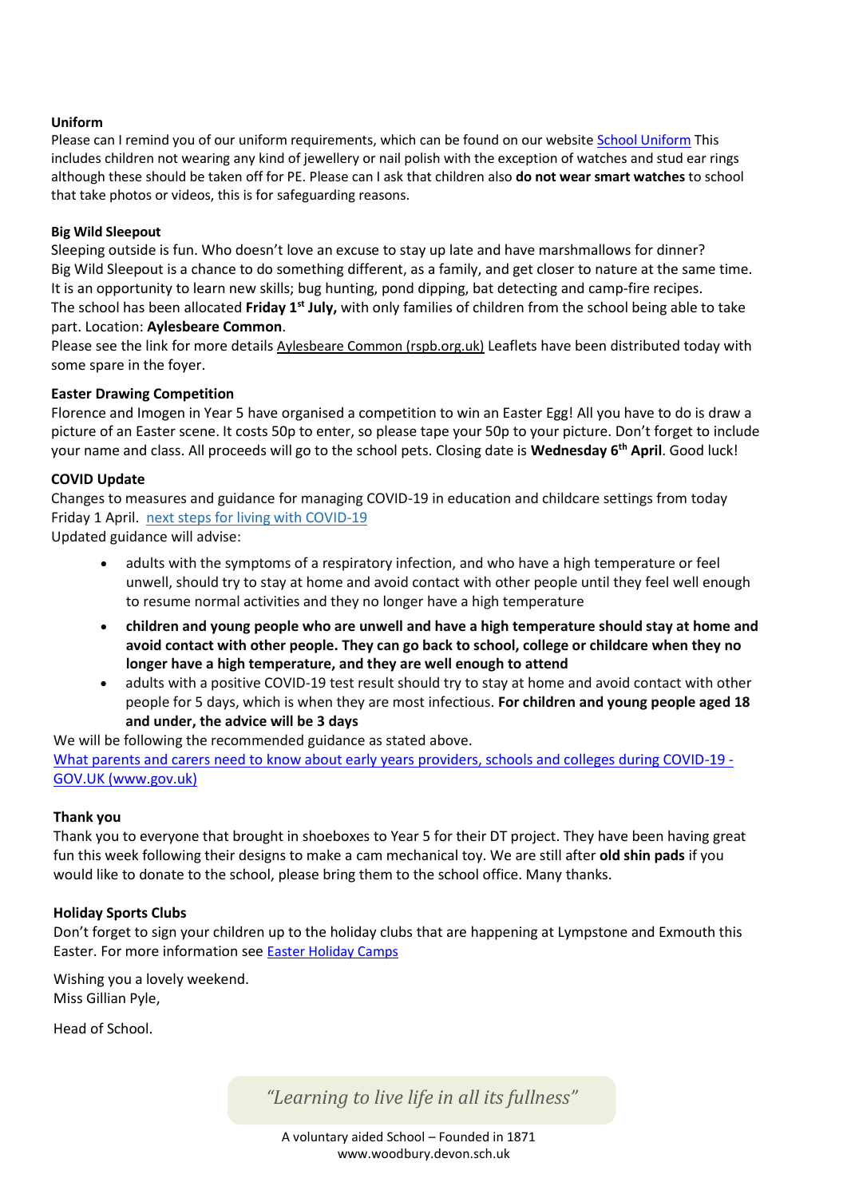**Uniform**

Please can I remind you of our uniform requirements, which can be found on our website School Uniform This includes children not wearing any kind of jewellery or nail polish with the exception of watches and stud ear rings although these should be taken off for PE. Please can I ask that children also **do not wear smart watches** to school that take photos or videos, this is for safeguarding reasons.

**Big Wild Sleepout**

Sleeping outside is fun. Who doesn't love an excuse to stay up late and have marshmallows for dinner? Big Wild Sleepout is a chance to do something different, as a family, and get closer to nature at the same time. It is an opportunity to learn new skills; bug hunting, pond dipping, bat detecting and camp-fire recipes. The school has been allocated **Friday 1st July,** with only families of children from the school being able to take part. Location: **Aylesbeare Common**.

Please see the link for more details Aylesbeare Common (rspb.org.uk) Leaflets have been distributed today with some spare in the foyer.

**Easter Drawing Competition**

Florence and Imogen in Year 5 have organised a competition to win an Easter Egg! All you have to do is draw a picture of an Easter scene. It costs 50p to enter, so please tape your 50p to your picture. Don't forget to include your name and class. All proceeds will go to the school pets. Closing date is **Wednesday 6th April**. Good luck!

**COVID Update**

Changes to measures and guidance for managing COVID-19 in education and childcare settings from today Friday 1 April. next steps for living with COVID-19

Updated guidance will advise:

- adults with the symptoms of a respiratory infection, and who have a high temperature or feel unwell, should try to stay at home and avoid contact with other people until they feel well enough to resume normal activities and they no longer have a high temperature
- **children and young people who are unwell and have a high temperature should stay at home and avoid contact with other people. They can go back to school, college or childcare when they no longer have a high temperature, and they are well enough to attend**
- adults with a positive COVID-19 test result should try to stay at home and avoid contact with other people for 5 days, which is when they are most infectious. **For children and young people aged 18 and under, the advice will be 3 days**

We will be following the recommended guidance as stated above.

What parents and carers need to know about early years providers, schools and colleges during COVID-19 - GOV.UK (www.gov.uk)

**Thank you**

Thank you to everyone that brought in shoeboxes to Year 5 for their DT project. They have been having great fun this week following their designs to make a cam mechanical toy. We are still after **old shin pads** if you would like to donate to the school, please bring them to the school office. Many thanks.

**Holiday Sports Clubs**

Don't forget to sign your children up to the holiday clubs that are happening at Lympstone and Exmouth this Easter. For more information see Easter Holiday Camps

Wishing you a lovely weekend.
Miss Gillian Pyle,

Head of School.

*"Learning to live life in all its fullness"*

A voluntary aided School – Founded in 1871
www.woodbury.devon.sch.uk